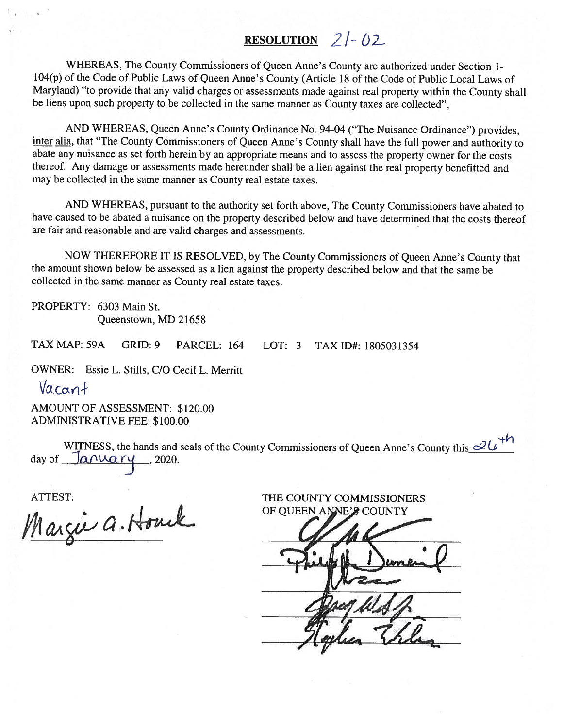# RESOLUTION 21-02

WHEREAS, The County Commissioners of Queen Anne's County are authorized under Section 1-104(p) of the Code of Public Laws of Queen Anne's County (Article 18 of the Code of Public Local Laws of Maryland) "to provide that any valid charges or assessments made against real property within the County shall be liens upon such property to be collected in the same manner as County taxes are collected",

AND WHEREAS, Queen Anne's County Ordinance No. 94-04 ("The Nuisance Ordinance") provides, inter alia, that "The County Commissioners of Queen Anne's County shall have the full power and authority to abate any nuisance as set forth herein by an appropriate means and to assess the property owner for the costs thereof. Any damage or assessments made hereunder shall be a lien against the real property benefitted and may be collected in the same manner as County real estate taxes.

AND WHEREAS, pursuant to the authority set forth above, The County Commissioners have abated to have caused to be abated a nuisance on the property described below and have determined that the costs thereof are fair and reasonable and are valid charges and assessments.

NOW THEREFORE IT IS RESOLVED, by The County Commissioners of Queen Anne's County that the amount shown below be assessed as a lien against the property described below and that the same be collected in the same manner as County real estate taxes.

PROPERTY: 6303 Main St.
Queenstown, MD 21658

TAX MAP: 59A GRID: 9 PARCEL: 164 LOT: 3 TAX ID#: 1805031354

OWNER: Essie L. Stills, C/O Cecil L. Merritt

Vacant

AMOUNT OF ASSESSMENT: $120.00
ADMINISTRATIVE FEE: $100.00

WITNESS, the hands and seals of the County Commissioners of Queen Anne's County this 26th day of January, 2020.

ATTEST:

Margie A. Houck

THE COUNTY COMMISSIONERS
OF QUEEN ANNE'S COUNTY

Philip L. Dumenil

Stephen Wilson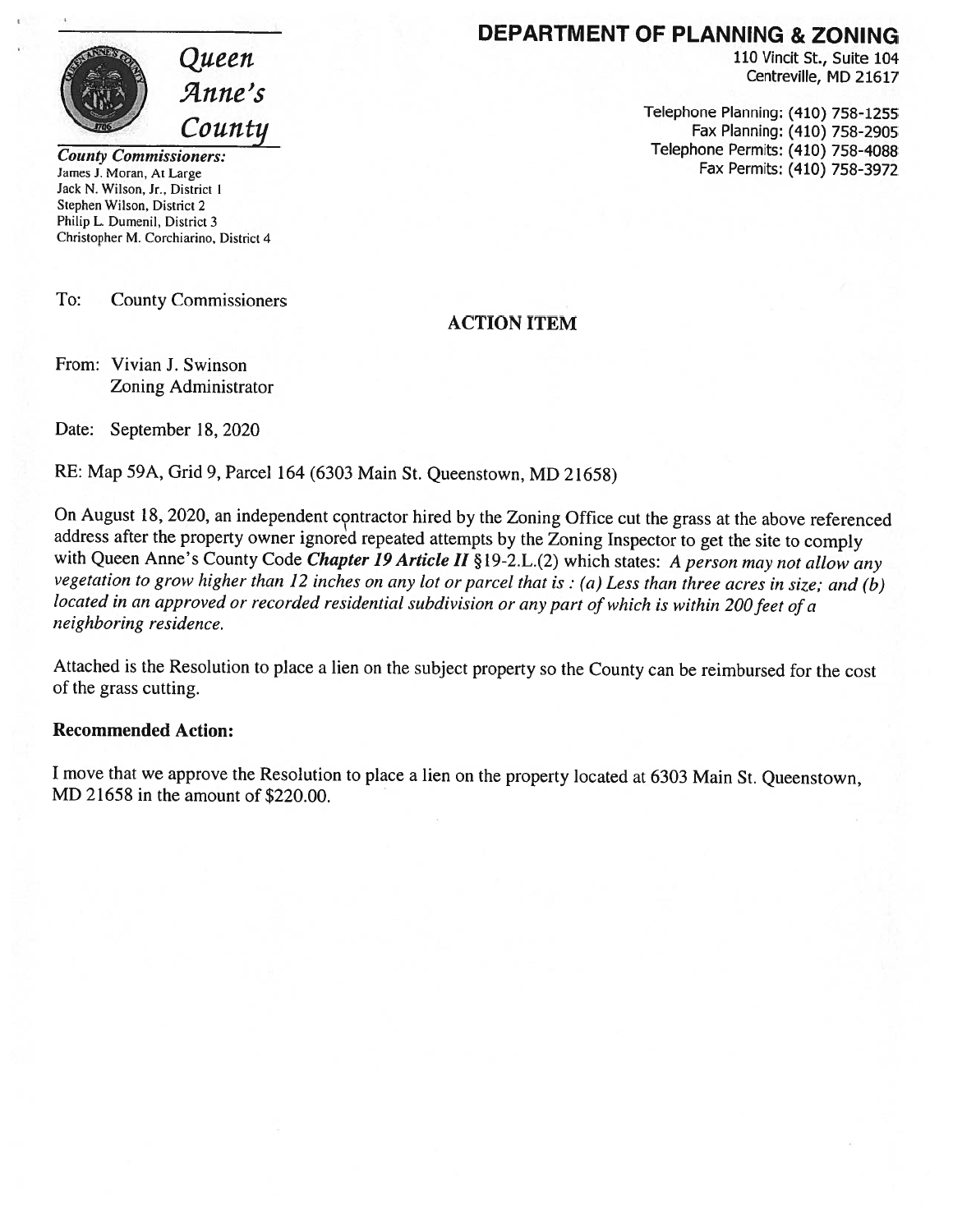# DEPARTMENT OF PLANNING & ZONING

110 Vincit St., Suite 104
Centreville, MD 21617

Telephone Planning: (410) 758-1255
Fax Planning: (410) 758-2905
Telephone Permits: (410) 758-4088
Fax Permits: (410) 758-3972

*Queen Anne's County*

***County Commissioners:***
James J. Moran, At Large
Jack N. Wilson, Jr., District 1
Stephen Wilson, District 2
Philip L. Dumenil, District 3
Christopher M. Corchiarino, District 4

To: County Commissioners

## ACTION ITEM

From: Vivian J. Swinson
Zoning Administrator

Date: September 18, 2020

RE: Map 59A, Grid 9, Parcel 164 (6303 Main St. Queenstown, MD 21658)

On August 18, 2020, an independent contractor hired by the Zoning Office cut the grass at the above referenced address after the property owner ignored repeated attempts by the Zoning Inspector to get the site to comply with Queen Anne's County Code ***Chapter 19 Article II*** §19-2.L.(2) which states: *A person may not allow any vegetation to grow higher than 12 inches on any lot or parcel that is : (a) Less than three acres in size; and (b) located in an approved or recorded residential subdivision or any part of which is within 200 feet of a neighboring residence.*

Attached is the Resolution to place a lien on the subject property so the County can be reimbursed for the cost of the grass cutting.

**Recommended Action:**

I move that we approve the Resolution to place a lien on the property located at 6303 Main St. Queenstown, MD 21658 in the amount of $220.00.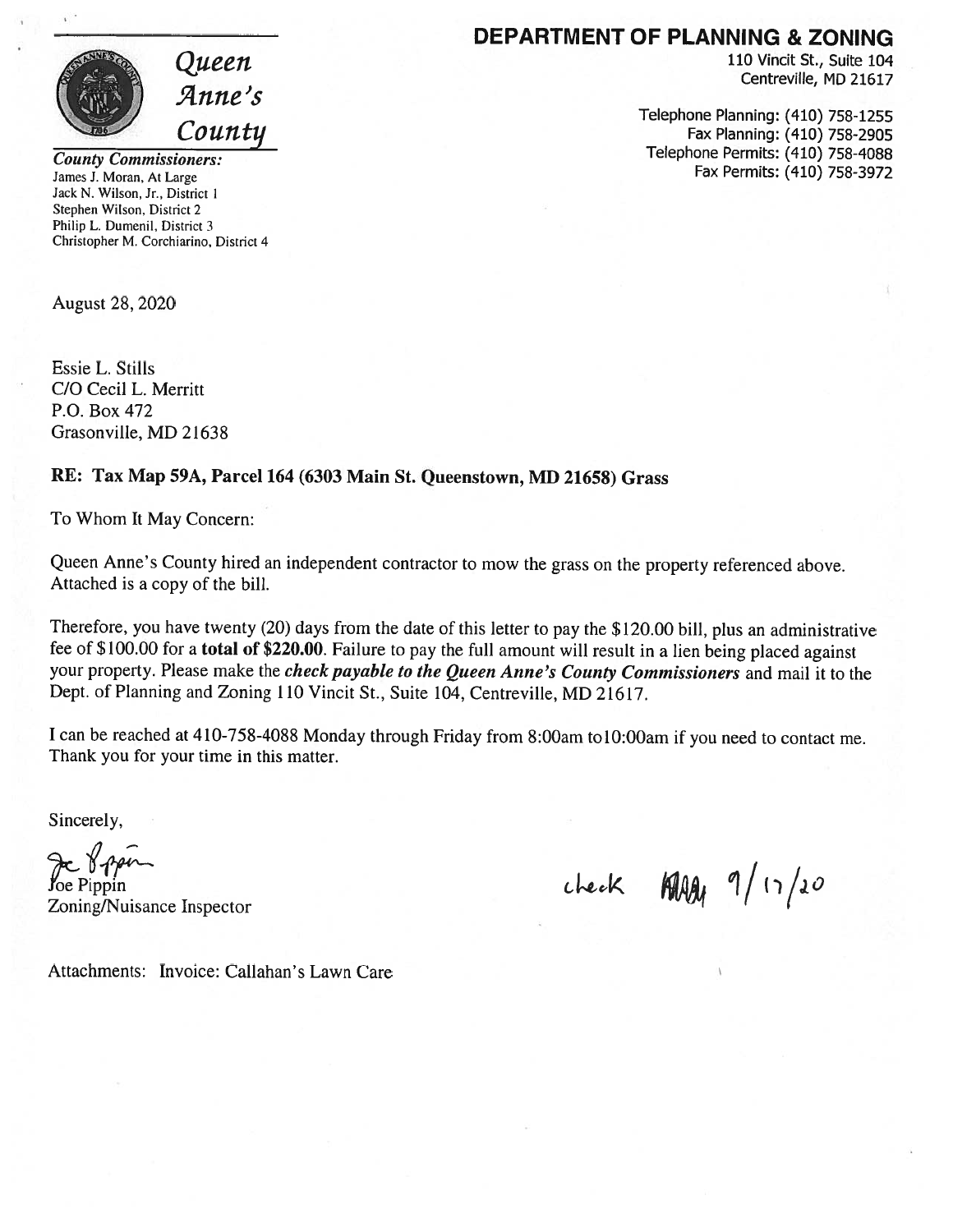# DEPARTMENT OF PLANNING & ZONING

110 Vincit St., Suite 104
Centreville, MD 21617

Telephone Planning: (410) 758-1255
Fax Planning: (410) 758-2905
Telephone Permits: (410) 758-4088
Fax Permits: (410) 758-3972

*Queen Anne's County*

***County Commissioners:***
James J. Moran, At Large
Jack N. Wilson, Jr., District 1
Stephen Wilson, District 2
Philip L. Dumenil, District 3
Christopher M. Corchiarino, District 4

August 28, 2020

Essie L. Stills
C/O Cecil L. Merritt
P.O. Box 472
Grasonville, MD 21638

**RE: Tax Map 59A, Parcel 164 (6303 Main St. Queenstown, MD 21658) Grass**

To Whom It May Concern:

Queen Anne's County hired an independent contractor to mow the grass on the property referenced above. Attached is a copy of the bill.

Therefore, you have twenty (20) days from the date of this letter to pay the $120.00 bill, plus an administrative fee of $100.00 for a **total of $220.00**. Failure to pay the full amount will result in a lien being placed against your property. Please make the ***check payable to the Queen Anne's County Commissioners*** and mail it to the Dept. of Planning and Zoning 110 Vincit St., Suite 104, Centreville, MD 21617.

I can be reached at 410-758-4088 Monday through Friday from 8:00am to10:00am if you need to contact me. Thank you for your time in this matter.

Sincerely,

Joe Pippin
Zoning/Nuisance Inspector

check 9/17/20

Attachments: Invoice: Callahan's Lawn Care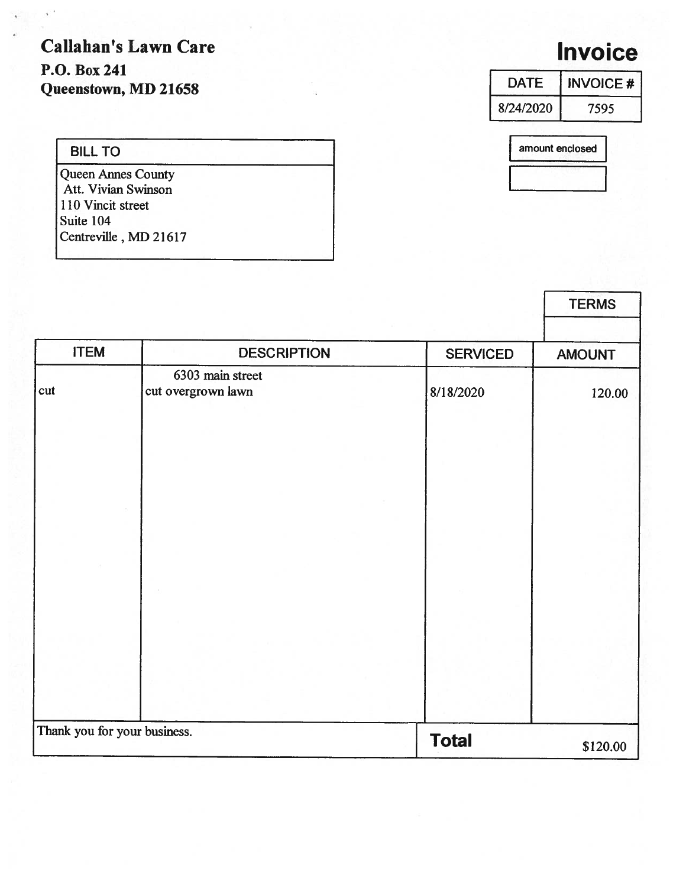# Callahan's Lawn Care

**P.O. Box 241**
**Queenstown, MD 21658**

# Invoice

| DATE | INVOICE # |
| --- | --- |
| 8/24/2020 | 7595 |

| amount enclosed |
| --- |
| |

| BILL TO |
| --- |
| Queen Annes County<br>Att. Vivian Swinson<br>110 Vincit street<br>Suite 104<br>Centreville , MD 21617 |

| TERMS |
| --- |
| |

| ITEM | DESCRIPTION | SERVICED | AMOUNT |
| --- | --- | --- | --- |
| | 6303 main street | | |
| cut | cut overgrown lawn | 8/18/2020 | 120.00 |

| Thank you for your business. | **Total** | $120.00 |
| --- | --- | --- |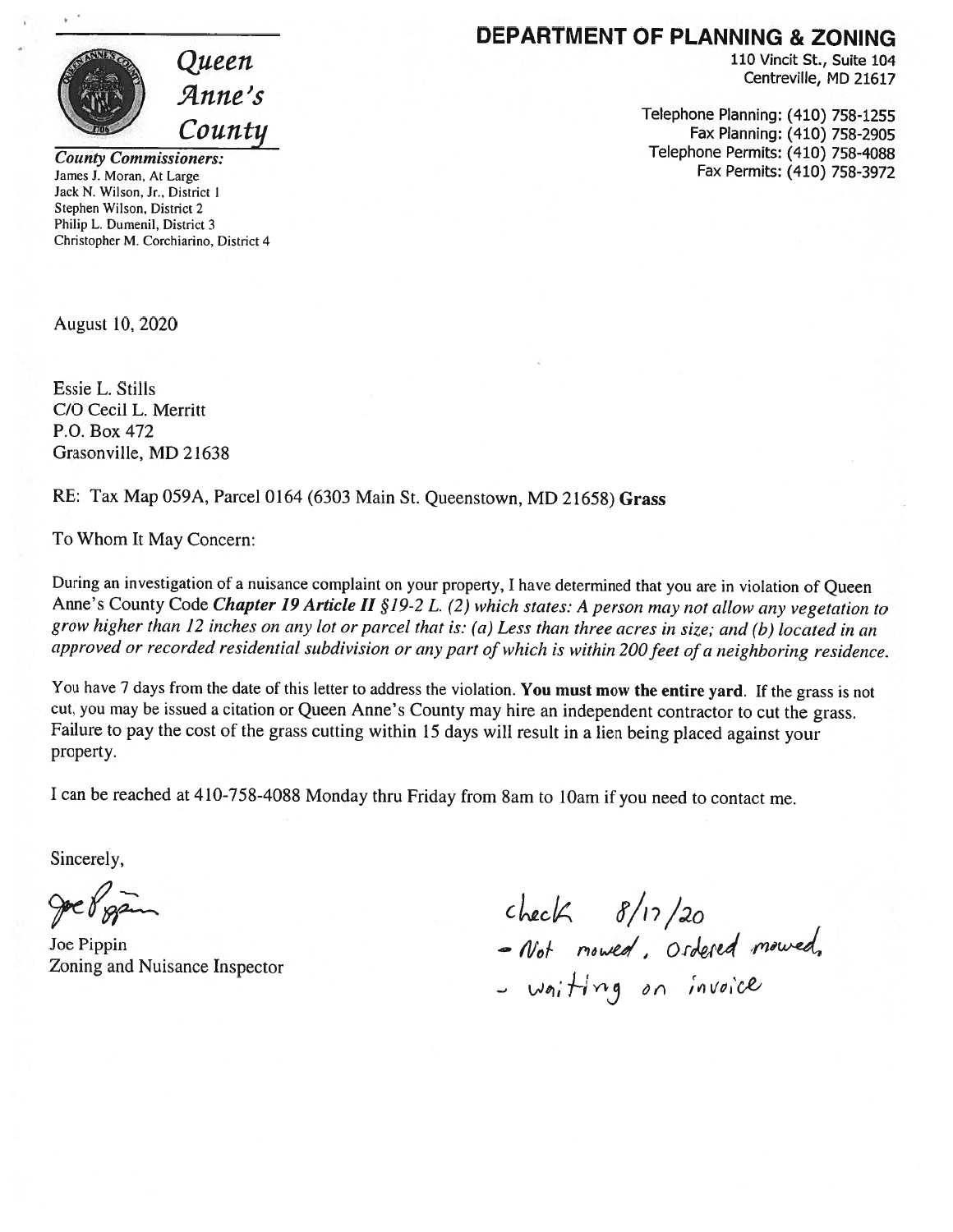# Queen Anne's County

**County Commissioners:**
James J. Moran, At Large
Jack N. Wilson, Jr., District 1
Stephen Wilson, District 2
Philip L. Dumenil, District 3
Christopher M. Corchiarino, District 4

## DEPARTMENT OF PLANNING & ZONING

110 Vincit St., Suite 104
Centreville, MD 21617

Telephone Planning: (410) 758-1255
Fax Planning: (410) 758-2905
Telephone Permits: (410) 758-4088
Fax Permits: (410) 758-3972

August 10, 2020

Essie L. Stills
C/O Cecil L. Merritt
P.O. Box 472
Grasonville, MD 21638

RE: Tax Map 059A, Parcel 0164 (6303 Main St. Queenstown, MD 21658) **Grass**

To Whom It May Concern:

During an investigation of a nuisance complaint on your property, I have determined that you are in violation of Queen Anne's County Code ***Chapter 19 Article II*** *§19-2 L. (2) which states: A person may not allow any vegetation to grow higher than 12 inches on any lot or parcel that is: (a) Less than three acres in size; and (b) located in an approved or recorded residential subdivision or any part of which is within 200 feet of a neighboring residence.*

You have 7 days from the date of this letter to address the violation. **You must mow the entire yard**. If the grass is not cut, you may be issued a citation or Queen Anne's County may hire an independent contractor to cut the grass. Failure to pay the cost of the grass cutting within 15 days will result in a lien being placed against your property.

I can be reached at 410-758-4088 Monday thru Friday from 8am to 10am if you need to contact me.

Sincerely,

Joe Pippin
Zoning and Nuisance Inspector

check 8/17/20
- Not mowed, Ordered mowed,
- waiting on invoice